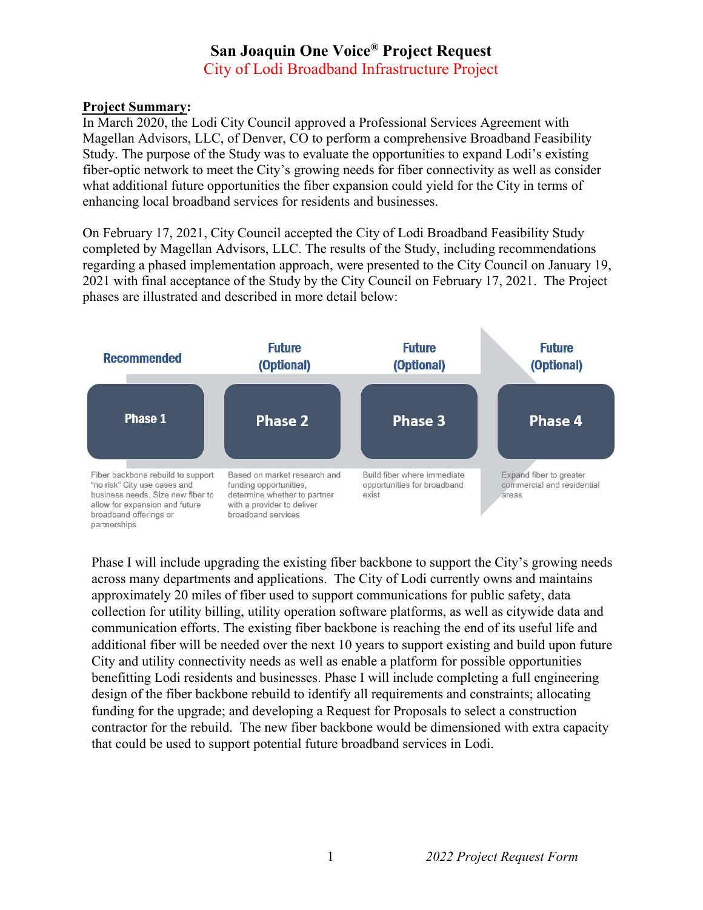# San Joaquin One Voice® Project Request

## City of Lodi Broadband Infrastructure Project

**Project Summary:**

In March 2020, the Lodi City Council approved a Professional Services Agreement with Magellan Advisors, LLC, of Denver, CO to perform a comprehensive Broadband Feasibility Study. The purpose of the Study was to evaluate the opportunities to expand Lodi's existing fiber-optic network to meet the City's growing needs for fiber connectivity as well as consider what additional future opportunities the fiber expansion could yield for the City in terms of enhancing local broadband services for residents and businesses.

On February 17, 2021, City Council accepted the City of Lodi Broadband Feasibility Study completed by Magellan Advisors, LLC. The results of the Study, including recommendations regarding a phased implementation approach, were presented to the City Council on January 19, 2021 with final acceptance of the Study by the City Council on February 17, 2021. The Project phases are illustrated and described in more detail below:

| Recommended | Future (Optional) | Future (Optional) | Future (Optional) |
|---|---|---|---|
| **Phase 1** | **Phase 2** | **Phase 3** | **Phase 4** |
| Fiber backbone rebuild to support "no risk" City use cases and business needs. Size new fiber to allow for expansion and future broadband offerings or partnerships | Based on market research and funding opportunities, determine whether to partner with a provider to deliver broadband services | Build fiber where immediate opportunities for broadband exist | Expand fiber to greater commercial and residential areas |

Phase I will include upgrading the existing fiber backbone to support the City's growing needs across many departments and applications. The City of Lodi currently owns and maintains approximately 20 miles of fiber used to support communications for public safety, data collection for utility billing, utility operation software platforms, as well as citywide data and communication efforts. The existing fiber backbone is reaching the end of its useful life and additional fiber will be needed over the next 10 years to support existing and build upon future City and utility connectivity needs as well as enable a platform for possible opportunities benefitting Lodi residents and businesses. Phase I will include completing a full engineering design of the fiber backbone rebuild to identify all requirements and constraints; allocating funding for the upgrade; and developing a Request for Proposals to select a construction contractor for the rebuild. The new fiber backbone would be dimensioned with extra capacity that could be used to support potential future broadband services in Lodi.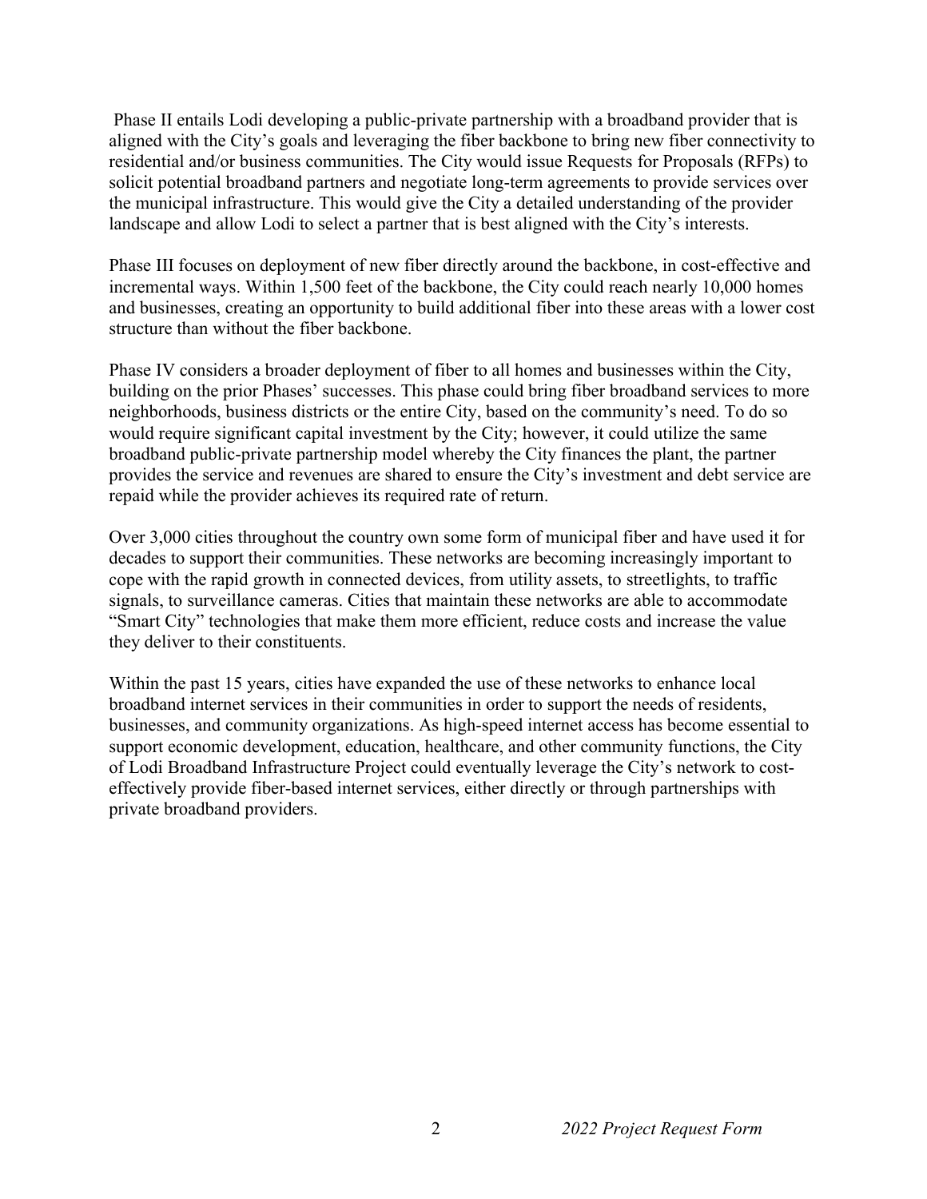Phase II entails Lodi developing a public-private partnership with a broadband provider that is aligned with the City's goals and leveraging the fiber backbone to bring new fiber connectivity to residential and/or business communities. The City would issue Requests for Proposals (RFPs) to solicit potential broadband partners and negotiate long-term agreements to provide services over the municipal infrastructure. This would give the City a detailed understanding of the provider landscape and allow Lodi to select a partner that is best aligned with the City's interests.

Phase III focuses on deployment of new fiber directly around the backbone, in cost-effective and incremental ways. Within 1,500 feet of the backbone, the City could reach nearly 10,000 homes and businesses, creating an opportunity to build additional fiber into these areas with a lower cost structure than without the fiber backbone.

Phase IV considers a broader deployment of fiber to all homes and businesses within the City, building on the prior Phases' successes. This phase could bring fiber broadband services to more neighborhoods, business districts or the entire City, based on the community's need. To do so would require significant capital investment by the City; however, it could utilize the same broadband public-private partnership model whereby the City finances the plant, the partner provides the service and revenues are shared to ensure the City's investment and debt service are repaid while the provider achieves its required rate of return.

Over 3,000 cities throughout the country own some form of municipal fiber and have used it for decades to support their communities. These networks are becoming increasingly important to cope with the rapid growth in connected devices, from utility assets, to streetlights, to traffic signals, to surveillance cameras. Cities that maintain these networks are able to accommodate "Smart City" technologies that make them more efficient, reduce costs and increase the value they deliver to their constituents.

Within the past 15 years, cities have expanded the use of these networks to enhance local broadband internet services in their communities in order to support the needs of residents, businesses, and community organizations. As high-speed internet access has become essential to support economic development, education, healthcare, and other community functions, the City of Lodi Broadband Infrastructure Project could eventually leverage the City's network to cost-effectively provide fiber-based internet services, either directly or through partnerships with private broadband providers.